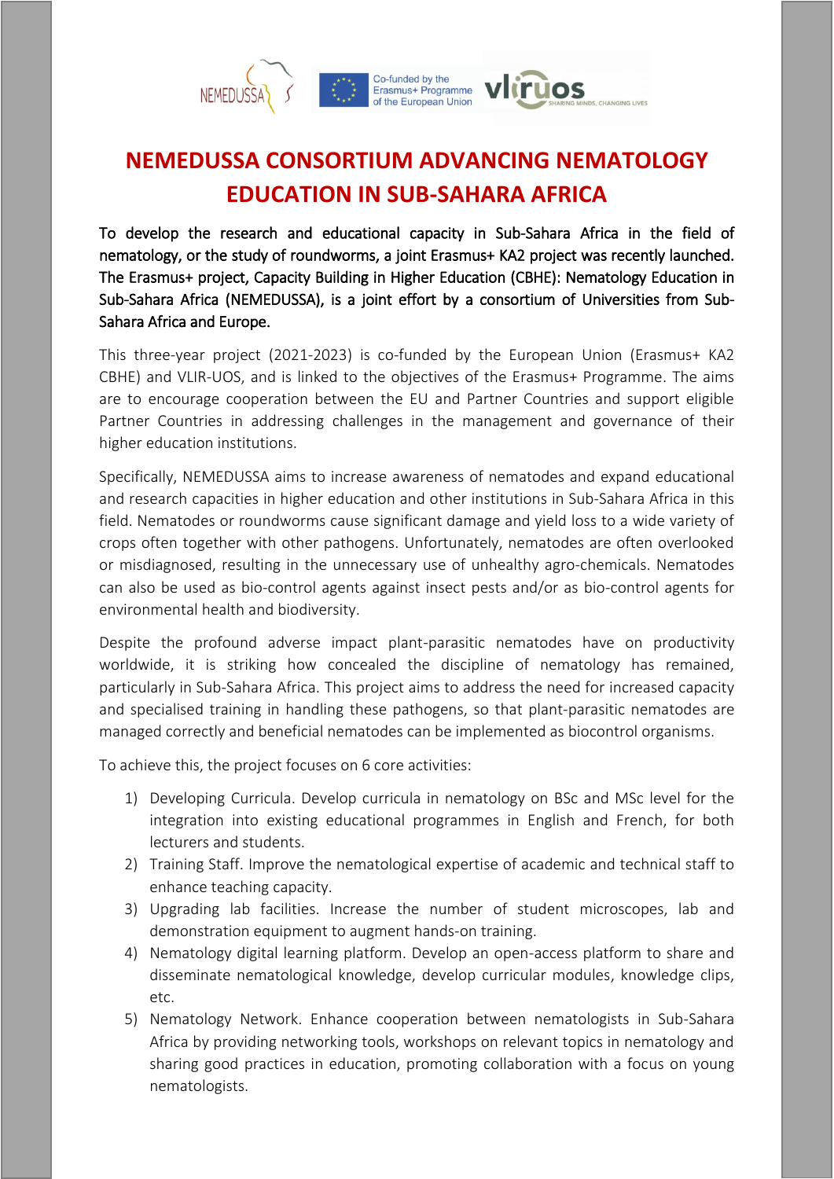# NEMEDUSSA CONSORTIUM ADVANCING NEMATOLOGY EDUCATION IN SUB-SAHARA AFRICA

To develop the research and educational capacity in Sub-Sahara Africa in the field of nematology, or the study of roundworms, a joint Erasmus+ KA2 project was recently launched. The Erasmus+ project, Capacity Building in Higher Education (CBHE): Nematology Education in Sub-Sahara Africa (NEMEDUSSA), is a joint effort by a consortium of Universities from Sub-Sahara Africa and Europe.

This three-year project (2021-2023) is co-funded by the European Union (Erasmus+ KA2 CBHE) and VLIR-UOS, and is linked to the objectives of the Erasmus+ Programme. The aims are to encourage cooperation between the EU and Partner Countries and support eligible Partner Countries in addressing challenges in the management and governance of their higher education institutions.

Specifically, NEMEDUSSA aims to increase awareness of nematodes and expand educational and research capacities in higher education and other institutions in Sub-Sahara Africa in this field. Nematodes or roundworms cause significant damage and yield loss to a wide variety of crops often together with other pathogens. Unfortunately, nematodes are often overlooked or misdiagnosed, resulting in the unnecessary use of unhealthy agro-chemicals. Nematodes can also be used as bio-control agents against insect pests and/or as bio-control agents for environmental health and biodiversity.

Despite the profound adverse impact plant-parasitic nematodes have on productivity worldwide, it is striking how concealed the discipline of nematology has remained, particularly in Sub-Sahara Africa. This project aims to address the need for increased capacity and specialised training in handling these pathogens, so that plant-parasitic nematodes are managed correctly and beneficial nematodes can be implemented as biocontrol organisms.

To achieve this, the project focuses on 6 core activities:

1) Developing Curricula. Develop curricula in nematology on BSc and MSc level for the integration into existing educational programmes in English and French, for both lecturers and students.
2) Training Staff. Improve the nematological expertise of academic and technical staff to enhance teaching capacity.
3) Upgrading lab facilities. Increase the number of student microscopes, lab and demonstration equipment to augment hands-on training.
4) Nematology digital learning platform. Develop an open-access platform to share and disseminate nematological knowledge, develop curricular modules, knowledge clips, etc.
5) Nematology Network. Enhance cooperation between nematologists in Sub-Sahara Africa by providing networking tools, workshops on relevant topics in nematology and sharing good practices in education, promoting collaboration with a focus on young nematologists.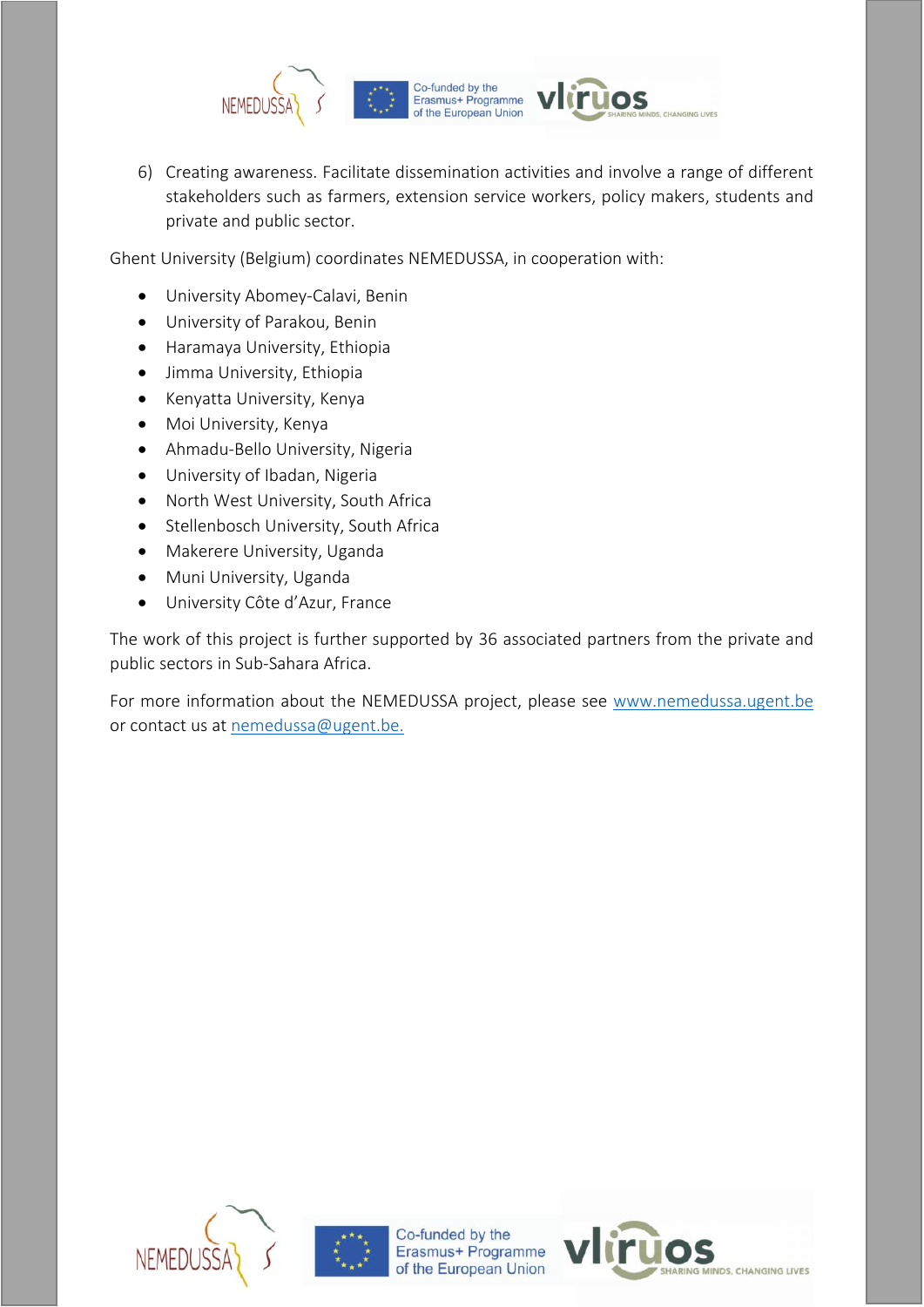6) Creating awareness. Facilitate dissemination activities and involve a range of different stakeholders such as farmers, extension service workers, policy makers, students and private and public sector.

Ghent University (Belgium) coordinates NEMEDUSSA, in cooperation with:

- University Abomey-Calavi, Benin
- University of Parakou, Benin
- Haramaya University, Ethiopia
- Jimma University, Ethiopia
- Kenyatta University, Kenya
- Moi University, Kenya
- Ahmadu-Bello University, Nigeria
- University of Ibadan, Nigeria
- North West University, South Africa
- Stellenbosch University, South Africa
- Makerere University, Uganda
- Muni University, Uganda
- University Côte d'Azur, France

The work of this project is further supported by 36 associated partners from the private and public sectors in Sub-Sahara Africa.

For more information about the NEMEDUSSA project, please see www.nemedussa.ugent.be or contact us at nemedussa@ugent.be.